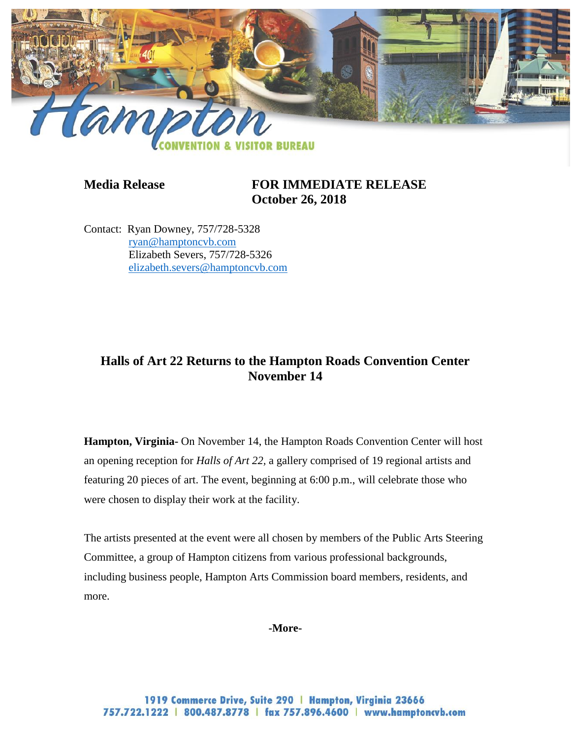**Media Release** **FOR IMMEDIATE RELEASE**
**October 26, 2018**

Contact: Ryan Downey, 757/728-5328
ryan@hamptoncvb.com
Elizabeth Severs, 757/728-5326
elizabeth.severs@hamptoncvb.com

## Halls of Art 22 Returns to the Hampton Roads Convention Center November 14

**Hampton, Virginia**- On November 14, the Hampton Roads Convention Center will host an opening reception for *Halls of Art 22*, a gallery comprised of 19 regional artists and featuring 20 pieces of art. The event, beginning at 6:00 p.m., will celebrate those who were chosen to display their work at the facility.

The artists presented at the event were all chosen by members of the Public Arts Steering Committee, a group of Hampton citizens from various professional backgrounds, including business people, Hampton Arts Commission board members, residents, and more.

**-More-**

1919 Commerce Drive, Suite 290 | Hampton, Virginia 23666
757.722.1222 | 800.487.8778 | fax 757.896.4600 | www.hamptoncvb.com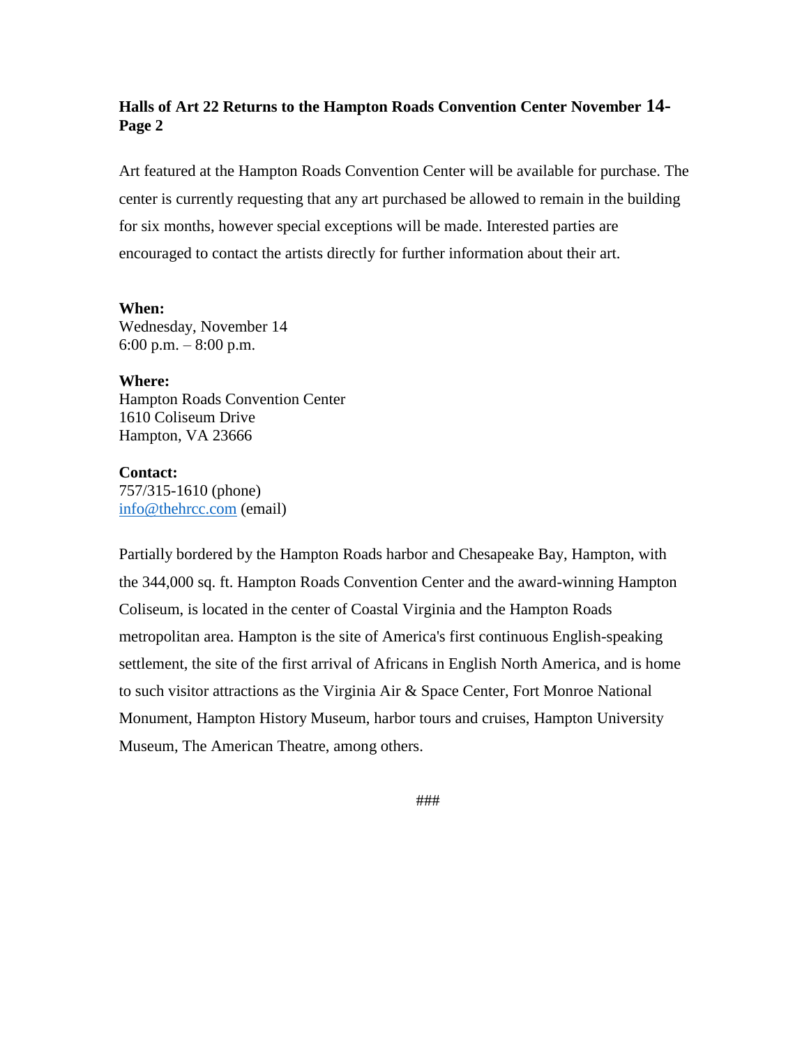Art featured at the Hampton Roads Convention Center will be available for purchase. The center is currently requesting that any art purchased be allowed to remain in the building for six months, however special exceptions will be made. Interested parties are encouraged to contact the artists directly for further information about their art.

**When:**
Wednesday, November 14
6:00 p.m. – 8:00 p.m.

**Where:**
Hampton Roads Convention Center
1610 Coliseum Drive
Hampton, VA 23666

**Contact:**
757/315-1610 (phone)
info@thehrcc.com (email)

Partially bordered by the Hampton Roads harbor and Chesapeake Bay, Hampton, with the 344,000 sq. ft. Hampton Roads Convention Center and the award-winning Hampton Coliseum, is located in the center of Coastal Virginia and the Hampton Roads metropolitan area. Hampton is the site of America's first continuous English-speaking settlement, the site of the first arrival of Africans in English North America, and is home to such visitor attractions as the Virginia Air & Space Center, Fort Monroe National Monument, Hampton History Museum, harbor tours and cruises, Hampton University Museum, The American Theatre, among others.

###